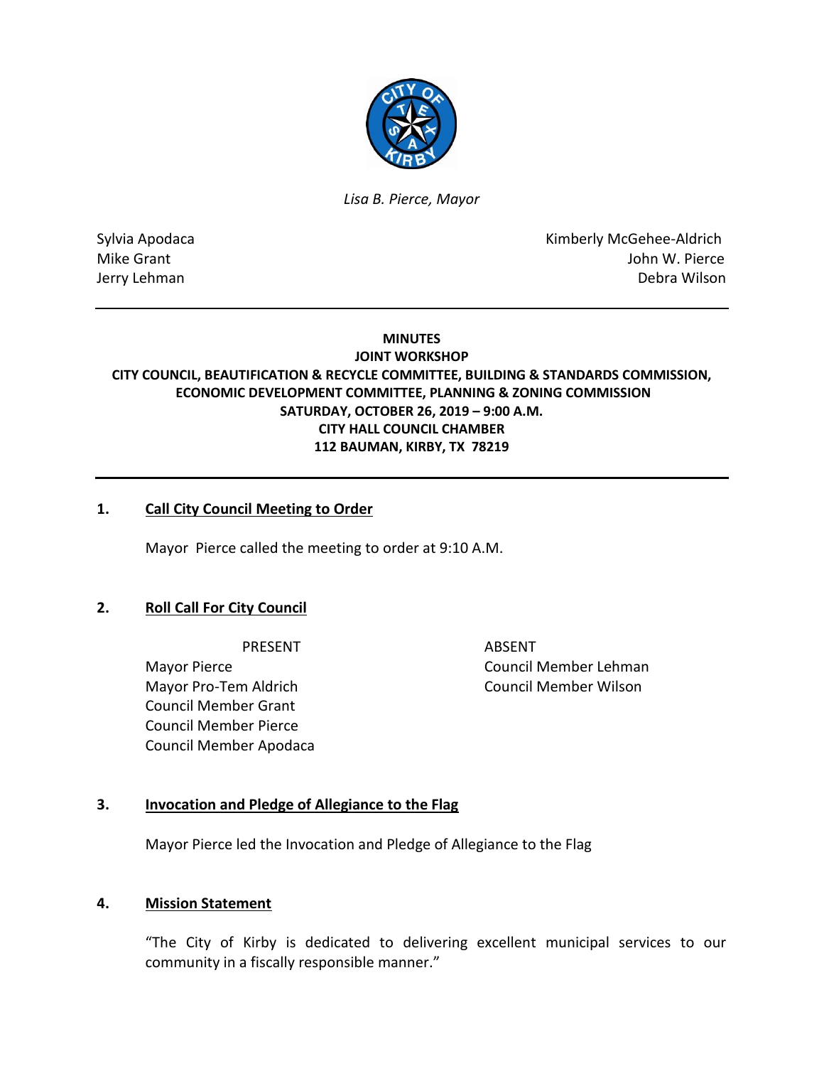*Lisa B. Pierce, Mayor*

| | |
|---|---|
| Sylvia Apodaca | Kimberly McGehee-Aldrich |
| Mike Grant | John W. Pierce |
| Jerry Lehman | Debra Wilson |

**MINUTES**
**JOINT WORKSHOP**
**CITY COUNCIL, BEAUTIFICATION & RECYCLE COMMITTEE, BUILDING & STANDARDS COMMISSION, ECONOMIC DEVELOPMENT COMMITTEE, PLANNING & ZONING COMMISSION**
**SATURDAY, OCTOBER 26, 2019 – 9:00 A.M.**
**CITY HALL COUNCIL CHAMBER**
**112 BAUMAN, KIRBY, TX 78219**

## 1. Call City Council Meeting to Order

Mayor Pierce called the meeting to order at 9:10 A.M.

## 2. Roll Call For City Council

| PRESENT | ABSENT |
|---|---|
| Mayor Pierce | Council Member Lehman |
| Mayor Pro-Tem Aldrich | Council Member Wilson |
| Council Member Grant | |
| Council Member Pierce | |
| Council Member Apodaca | |

## 3. Invocation and Pledge of Allegiance to the Flag

Mayor Pierce led the Invocation and Pledge of Allegiance to the Flag

## 4. Mission Statement

"The City of Kirby is dedicated to delivering excellent municipal services to our community in a fiscally responsible manner."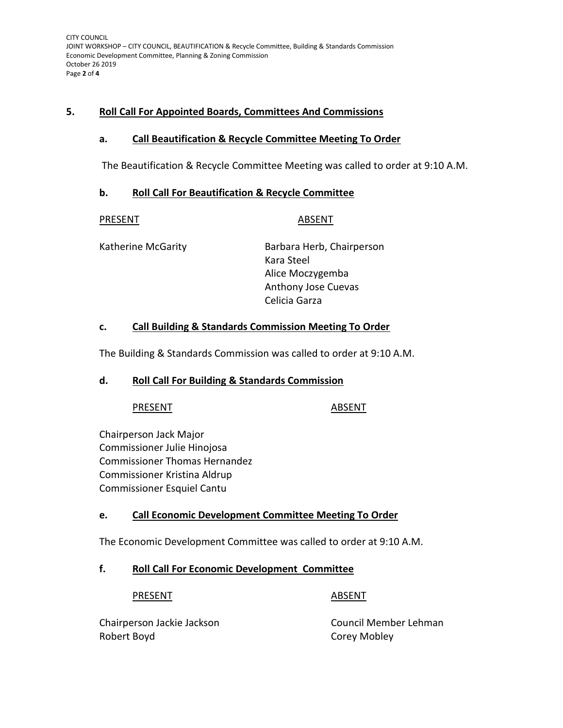## 5. Roll Call For Appointed Boards, Committees And Commissions

### a. Call Beautification & Recycle Committee Meeting To Order

The Beautification & Recycle Committee Meeting was called to order at 9:10 A.M.

### b. Roll Call For Beautification & Recycle Committee

| PRESENT | ABSENT |
|---|---|
| Katherine McGarity | Barbara Herb, Chairperson |
| | Kara Steel |
| | Alice Moczygemba |
| | Anthony Jose Cuevas |
| | Celicia Garza |

### c. Call Building & Standards Commission Meeting To Order

The Building & Standards Commission was called to order at 9:10 A.M.

### d. Roll Call For Building & Standards Commission

| PRESENT | ABSENT |
|---|---|
| Chairperson Jack Major | |
| Commissioner Julie Hinojosa | |
| Commissioner Thomas Hernandez | |
| Commissioner Kristina Aldrup | |
| Commissioner Esquiel Cantu | |

### e. Call Economic Development Committee Meeting To Order

The Economic Development Committee was called to order at 9:10 A.M.

### f. Roll Call For Economic Development Committee

| PRESENT | ABSENT |
|---|---|
| Chairperson Jackie Jackson | Council Member Lehman |
| Robert Boyd | Corey Mobley |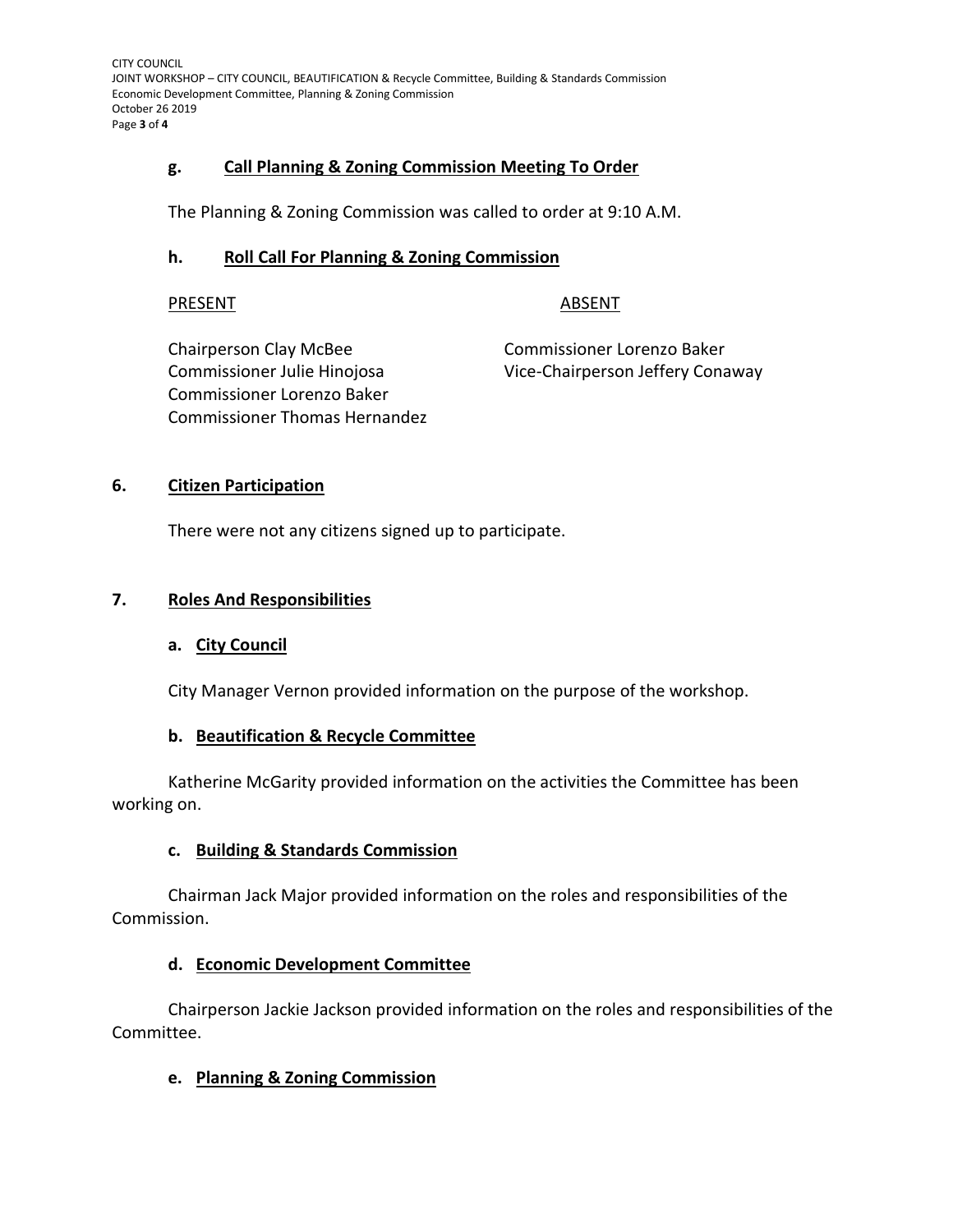**g. Call Planning & Zoning Commission Meeting To Order**

The Planning & Zoning Commission was called to order at 9:10 A.M.

**h. Roll Call For Planning & Zoning Commission**

| PRESENT | ABSENT |
|---|---|
| Chairperson Clay McBee | Commissioner Lorenzo Baker |
| Commissioner Julie Hinojosa | Vice-Chairperson Jeffery Conaway |
| Commissioner Lorenzo Baker | |
| Commissioner Thomas Hernandez | |

**6. Citizen Participation**

There were not any citizens signed up to participate.

**7. Roles And Responsibilities**

**a. City Council**

City Manager Vernon provided information on the purpose of the workshop.

**b. Beautification & Recycle Committee**

Katherine McGarity provided information on the activities the Committee has been working on.

**c. Building & Standards Commission**

Chairman Jack Major provided information on the roles and responsibilities of the Commission.

**d. Economic Development Committee**

Chairperson Jackie Jackson provided information on the roles and responsibilities of the Committee.

**e. Planning & Zoning Commission**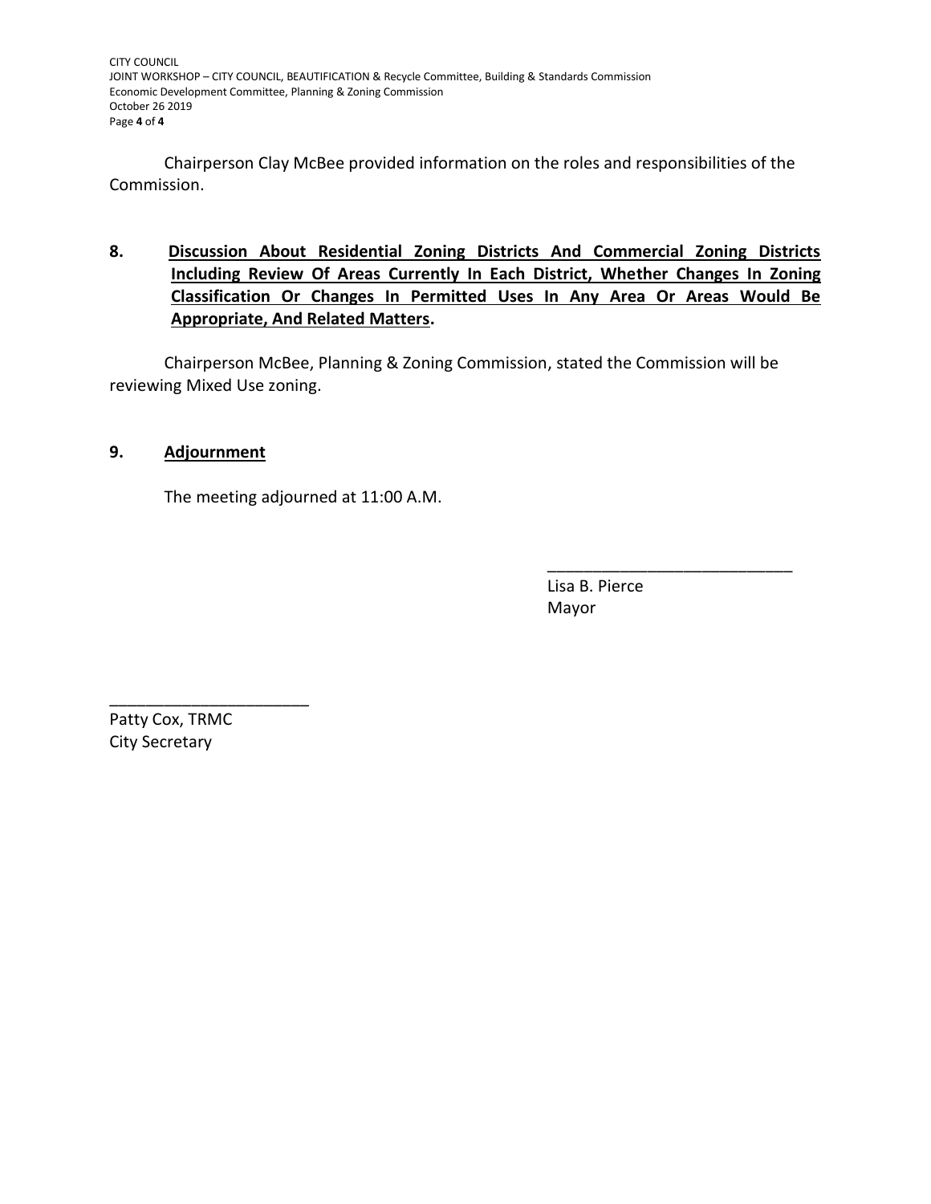Chairperson Clay McBee provided information on the roles and responsibilities of the Commission.

**8. Discussion About Residential Zoning Districts And Commercial Zoning Districts Including Review Of Areas Currently In Each District, Whether Changes In Zoning Classification Or Changes In Permitted Uses In Any Area Or Areas Would Be Appropriate, And Related Matters.**

Chairperson McBee, Planning & Zoning Commission, stated the Commission will be reviewing Mixed Use zoning.

**9. Adjournment**

The meeting adjourned at 11:00 A.M.

\_\_\_\_\_\_\_\_\_\_\_\_\_\_\_\_\_\_\_\_\_\_\_\_\_\_\_\_
Lisa B. Pierce
Mayor

\_\_\_\_\_\_\_\_\_\_\_\_\_\_\_\_\_\_\_\_\_\_\_\_
Patty Cox, TRMC
City Secretary